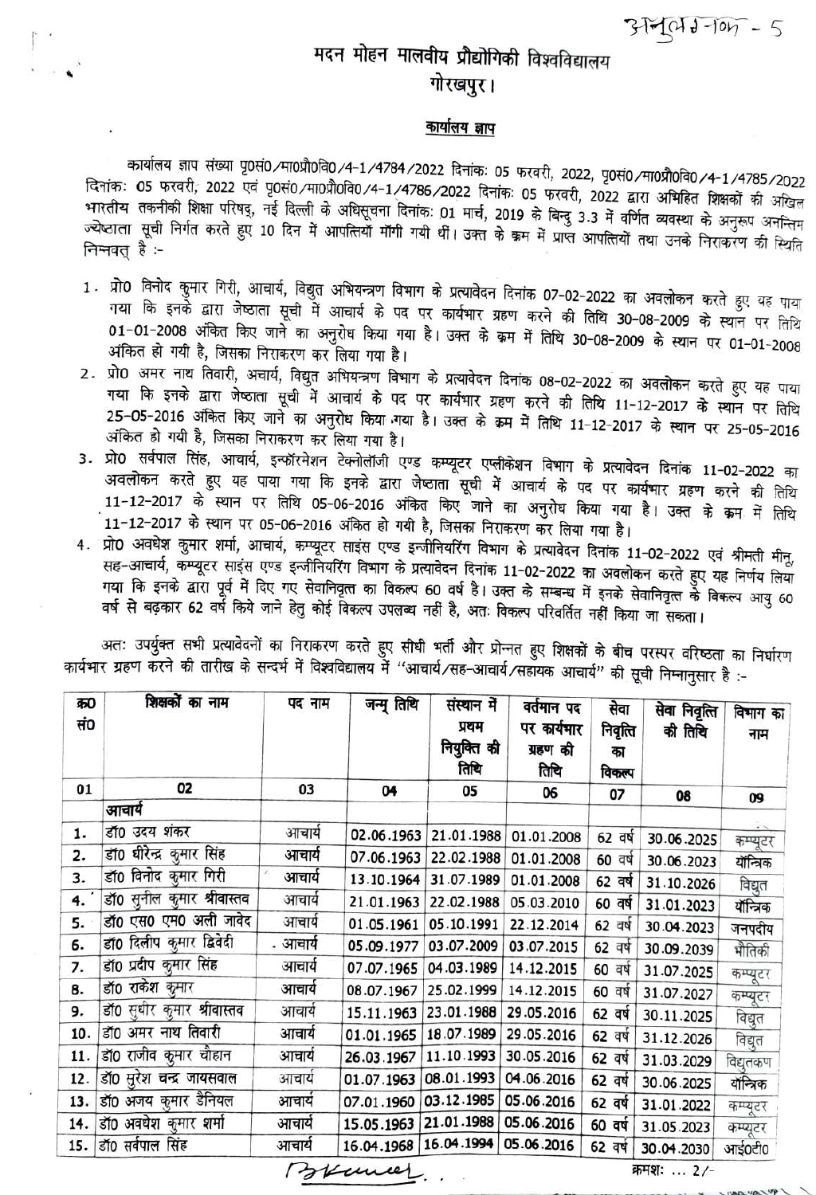अनुलग्नक - 5

# मदन मोहन मालवीय प्रौद्योगिकी विश्वविद्यालय
## गोरखपुर।

**कार्यालय ज्ञाप**

कार्यालय ज्ञाप संख्या पृ0सं0/मा0प्रौ0वि0/4-1/4784/2022 दिनांकः 05 फरवरी, 2022, पृ0सं0/मा0प्रौ0वि0/4-1/4785/2022 दिनांकः 05 फरवरी, 2022 एवं पृ0सं0/मा0प्रौ0वि0/4-1/4786/2022 दिनांकः 05 फरवरी, 2022 द्वारा अभिहित शिक्षकों की अखिल भारतीय तकनीकी शिक्षा परिषद्, नई दिल्ली के अधिसूचना दिनांकः 01 मार्च, 2019 के बिन्दु 3.3 में वर्णित व्यवस्था के अनुरूप अनन्तिम ज्येष्ठता सूची निर्गत करते हुए 10 दिन में आपत्तियाँ माँगी गयी थीं। उक्त के क्रम में प्राप्त आपत्तियों तथा उनके निराकरण की स्थिति निम्नवत् है :-

1. प्रो0 विनोद कुमार गिरी, आचार्य, विद्युत अभियन्त्रण विभाग के प्रत्यावेदन दिनांक 07-02-2022 का अवलोकन करते हुए यह पाया गया कि इनके द्वारा जेष्ठाता सूची में आचार्य के पद पर कार्यभार ग्रहण करने की तिथि 30-08-2009 के स्थान पर तिथि 01-01-2008 अंकित किए जाने का अनुरोध किया गया है। उक्त के क्रम में तिथि 30-08-2009 के स्थान पर 01-01-2008 अंकित हो गयी है, जिसका निराकरण कर लिया गया है।
2. प्रो0 अमर नाथ तिवारी, अचार्य, विद्युत अभियन्त्रण विभाग के प्रत्यावेदन दिनांक 08-02-2022 का अवलोकन करते हुए यह पाया गया कि इनके द्वारा जेष्ठाता सूची में आचार्य के पद पर कार्यभार ग्रहण करने की तिथि 11-12-2017 के स्थान पर तिथि 25-05-2016 अंकित किए जाने का अनुरोध किया गया है। उक्त के क्रम में तिथि 11-12-2017 के स्थान पर 25-05-2016 अंकित हो गयी है, जिसका निराकरण कर लिया गया है।
3. प्रो0 सर्वपाल सिंह, आचार्य, इन्फॉरमेशन टेक्नोलॉजी एण्ड कम्प्यूटर एप्लीकेशन विभाग के प्रत्यावेदन दिनांक 11-02-2022 का अवलोकन करते हुए यह पाया गया कि इनके द्वारा जेष्ठाता सूची में आचार्य के पद पर कार्यभार ग्रहण करने की तिथि 11-12-2017 के स्थान पर तिथि 05-06-2016 अंकित किए जाने का अनुरोध किया गया है। उक्त के क्रम में तिथि 11-12-2017 के स्थान पर 05-06-2016 अंकित हो गयी है, जिसका निराकरण कर लिया गया है।
4. प्रो0 अवधेश कुमार शर्मा, आचार्य, कम्प्यूटर साइंस एण्ड इन्जीनियरिंग विभाग के प्रत्यावेदन दिनांक 11-02-2022 एवं श्रीमती मीनू, सह-आचार्य, कम्प्यूटर साइंस एण्ड इन्जीनियरिंग विभाग के प्रत्यावेदन दिनांक 11-02-2022 का अवलोकन करते हुए यह निर्णय लिया गया कि इनके द्वारा पूर्व में दिए गए सेवानिवृत्त का विकल्प 60 वर्ष है। उक्त के सम्बन्ध में इनके सेवानिवृत्त के विकल्प आयु 60 वर्ष से बढ़कार 62 वर्ष किये जाने हेतु कोई विकल्प उपलब्ध नहीं है, अतः विकल्प परिवर्तित नहीं किया जा सकता।

अतः उपर्युक्त सभी प्रत्यावेदनों का निराकरण करते हुए सीधी भर्ती और प्रोन्नत हुए शिक्षकों के बीच परस्पर वरिष्ठता का निर्धारण कार्यभार ग्रहण करने की तारीख के सन्दर्भ में विश्वविद्यालय में "आचार्य/सह-आचार्य/सहायक आचार्य" की सूची निम्नानुसार है :-

| क्र0 सं0 | शिक्षकों का नाम | पद नाम | जन्म तिथि | संस्थान में प्रथम नियुक्ति की तिथि | वर्तमान पद पर कार्यभार ग्रहण की तिथि | सेवा निवृत्ति का विकल्प | सेवा निवृत्ति की तिथि | विभाग का नाम |
|---|---|---|---|---|---|---|---|---|
| 01 | 02 | 03 | 04 | 05 | 06 | 07 | 08 | 09 |
| | **आचार्य** | | | | | | | |
| 1. | डॉ0 उदय शंकर | आचार्य | 02.06.1963 | 21.01.1988 | 01.01.2008 | 62 वर्ष | 30.06.2025 | कम्प्यूटर |
| 2. | डॉ0 धीरेन्द्र कुमार सिंह | आचार्य | 07.06.1963 | 22.02.1988 | 01.01.2008 | 60 वर्ष | 30.06.2023 | यॉन्त्रिक |
| 3. | डॉ0 विनोद कुमार गिरी | आचार्य | 13.10.1964 | 31.07.1989 | 01.01.2008 | 62 वर्ष | 31.10.2026 | विद्युत |
| 4. | डॉ0 सुनील कुमार श्रीवास्तव | आचार्य | 21.01.1963 | 22.02.1988 | 05.03.2010 | 60 वर्ष | 31.01.2023 | यॉन्त्रिक |
| 5. | डॉ0 एस0 एम0 अली जावेद | आचार्य | 01.05.1961 | 05.10.1991 | 22.12.2014 | 62 वर्ष | 30.04.2023 | जनपदीय |
| 6. | डॉ0 दिलीप कुमार द्विवेदी | आचार्य | 05.09.1977 | 03.07.2009 | 03.07.2015 | 62 वर्ष | 30.09.2039 | भौतिकी |
| 7. | डॉ0 प्रदीप कुमार सिंह | आचार्य | 07.07.1965 | 04.03.1989 | 14.12.2015 | 60 वर्ष | 31.07.2025 | कम्प्यूटर |
| 8. | डॉ0 राकेश कुमार | आचार्य | 08.07.1967 | 25.02.1999 | 14.12.2015 | 60 वर्ष | 31.07.2027 | कम्प्यूटर |
| 9. | डॉ0 सुधीर कुमार श्रीवास्तव | आचार्य | 15.11.1963 | 23.01.1988 | 29.05.2016 | 62 वर्ष | 30.11.2025 | विद्युत |
| 10. | डॉ0 अमर नाथ तिवारी | आचार्य | 01.01.1965 | 18.07.1989 | 29.05.2016 | 62 वर्ष | 31.12.2026 | विद्युत |
| 11. | डॉ0 राजीव कुमार चौहान | आचार्य | 26.03.1967 | 11.10.1993 | 30.05.2016 | 62 वर्ष | 31.03.2029 | विद्युतकण |
| 12. | डॉ0 सुरेश चन्द्र जायसवाल | आचार्य | 01.07.1963 | 08.01.1993 | 04.06.2016 | 62 वर्ष | 30.06.2025 | यॉन्त्रिक |
| 13. | डॉ0 अजय कुमार डैनियल | आचार्य | 07.01.1960 | 03.12.1985 | 05.06.2016 | 62 वर्ष | 31.01.2022 | कम्प्यूटर |
| 14. | डॉ0 अवधेश कुमार शर्मा | आचार्य | 15.05.1963 | 21.01.1988 | 05.06.2016 | 60 वर्ष | 31.05.2023 | कम्प्यूटर |
| 15. | डॉ0 सर्वपाल सिंह | आचार्य | 16.04.1968 | 16.04.1994 | 05.06.2016 | 62 वर्ष | 30.04.2030 | आई0टी0 |

क्रमशः ... 2/-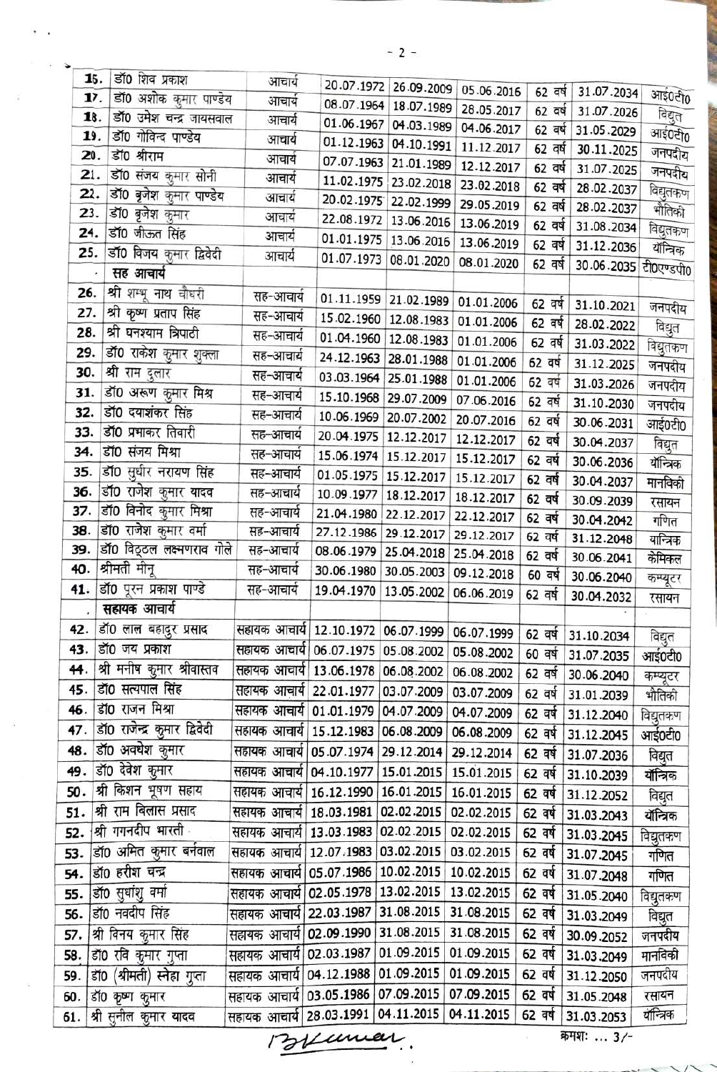| | | | | | | | | |
|---|---|---|---|---|---|---|---|---|
| 15. | डॉ0 शिव प्रकाश | आचार्य | 20.07.1972 | 26.09.2009 | 05.06.2016 | 62 वर्ष | 31.07.2034 | आई0टी0 |
| 17. | डॉ0 अशोक कुमार पाण्डेय | आचार्य | 08.07.1964 | 18.07.1989 | 28.05.2017 | 62 वर्ष | 31.07.2026 | विद्युत |
| 18. | डॉ0 उमेश चन्द्र जायसवाल | आचार्य | 01.06.1967 | 04.03.1989 | 04.06.2017 | 62 वर्ष | 31.05.2029 | आई0टी0 |
| 19. | डॉ0 गोविन्द पाण्डेय | आचार्य | 01.12.1963 | 04.10.1991 | 11.12.2017 | 62 वर्ष | 30.11.2025 | जनपदीय |
| 20. | डॉ0 श्रीराम | आचार्य | 07.07.1963 | 21.01.1989 | 12.12.2017 | 62 वर्ष | 31.07.2025 | जनपदीय |
| 21. | डॉ0 संजय कुमार सोनी | आचार्य | 11.02.1975 | 23.02.2018 | 23.02.2018 | 62 वर्ष | 28.02.2037 | विद्युतकण |
| 22. | डॉ0 बृजेश कुमार पाण्डेय | आचार्य | 20.02.1975 | 22.02.1999 | 29.05.2019 | 62 वर्ष | 28.02.2037 | भौतिकी |
| 23. | डॉ0 बृजेश कुमार | आचार्य | 22.08.1972 | 13.06.2016 | 13.06.2019 | 62 वर्ष | 31.08.2034 | विद्युतकण |
| 24. | डॉ0 जीऊत सिंह | आचार्य | 01.01.1975 | 13.06.2016 | 13.06.2019 | 62 वर्ष | 31.12.2036 | यॉन्त्रिक |
| 25. | डॉ0 विजय कुमार द्विवेदी | आचार्य | 01.07.1973 | 08.01.2020 | 08.01.2020 | 62 वर्ष | 30.06.2035 | टी0एण्डपी0 |
| . | **सह आचार्य** | | | | | | | |
| 26. | श्री शम्भू नाथ चौधरी | सह-आचार्य | 01.11.1959 | 21.02.1989 | 01.01.2006 | 62 वर्ष | 31.10.2021 | जनपदीय |
| 27. | श्री कृष्ण प्रताप सिंह | सह-आचार्य | 15.02.1960 | 12.08.1983 | 01.01.2006 | 62 वर्ष | 28.02.2022 | विद्युत |
| 28. | श्री घनश्याम त्रिपाठी | सह-आचार्य | 01.04.1960 | 12.08.1983 | 01.01.2006 | 62 वर्ष | 31.03.2022 | विद्युतकण |
| 29. | डॉ0 राकेश कुमार शुक्ला | सह-आचार्य | 24.12.1963 | 28.01.1988 | 01.01.2006 | 62 वर्ष | 31.12.2025 | जनपदीय |
| 30. | श्री राम दुलार | सह-आचार्य | 03.03.1964 | 25.01.1988 | 01.01.2006 | 62 वर्ष | 31.03.2026 | जनपदीय |
| 31. | डॉ0 अरूण कुमार मिश्र | सह-आचार्य | 15.10.1968 | 29.07.2009 | 07.06.2016 | 62 वर्ष | 31.10.2030 | जनपदीय |
| 32. | डॉ0 दयाशंकर सिंह | सह-आचार्य | 10.06.1969 | 20.07.2002 | 20.07.2016 | 62 वर्ष | 30.06.2031 | आई0टी0 |
| 33. | डॉ0 प्रभाकर तिवारी | सह-आचार्य | 20.04.1975 | 12.12.2017 | 12.12.2017 | 62 वर्ष | 30.04.2037 | विद्युत |
| 34. | डॉ0 संजय मिश्रा | सह-आचार्य | 15.06.1974 | 15.12.2017 | 15.12.2017 | 62 वर्ष | 30.06.2036 | यॉन्त्रिक |
| 35. | डॉ0 सुधीर नरायण सिंह | सह-आचार्य | 01.05.1975 | 15.12.2017 | 15.12.2017 | 62 वर्ष | 30.04.2037 | मानविकी |
| 36. | डॉ0 राजेश कुमार यादव | सह-आचार्य | 10.09.1977 | 18.12.2017 | 18.12.2017 | 62 वर्ष | 30.09.2039 | रसायन |
| 37. | डॉ0 विनोद कुमार मिश्रा | सह-आचार्य | 21.04.1980 | 22.12.2017 | 22.12.2017 | 62 वर्ष | 30.04.2042 | गणित |
| 38. | डॉ0 राजेश कुमार वर्मा | सह-आचार्य | 27.12.1986 | 29.12.2017 | 29.12.2017 | 62 वर्ष | 31.12.2048 | यान्त्रिक |
| 39. | डॉ0 विठ्ठल लक्ष्मणराव गोले | सह-आचार्य | 08.06.1979 | 25.04.2018 | 25.04.2018 | 62 वर्ष | 30.06.2041 | केमिकल |
| 40. | श्रीमती मीनू | सह-आचार्य | 30.06.1980 | 30.05.2003 | 09.12.2018 | 60 वर्ष | 30.06.2040 | कम्प्यूटर |
| 41. | डॉ0 पूरन प्रकाश पाण्डे | सह-आचार्य | 19.04.1970 | 13.05.2002 | 06.06.2019 | 62 वर्ष | 30.04.2032 | रसायन |
| . | **सहायक आचार्य** | | | | | | | |
| 42. | डॉ0 लाल बहादुर प्रसाद | सहायक आचार्य | 12.10.1972 | 06.07.1999 | 06.07.1999 | 62 वर्ष | 31.10.2034 | विद्युत |
| 43. | डॉ0 जय प्रकाश | सहायक आचार्य | 06.07.1975 | 05.08.2002 | 05.08.2002 | 60 वर्ष | 31.07.2035 | आई0टी0 |
| 44. | श्री मनीष कुमार श्रीवास्तव | सहायक आचार्य | 13.06.1978 | 06.08.2002 | 06.08.2002 | 62 वर्ष | 30.06.2040 | कम्प्यूटर |
| 45. | डॉ0 सत्यपाल सिंह | सहायक आचार्य | 22.01.1977 | 03.07.2009 | 03.07.2009 | 62 वर्ष | 31.01.2039 | भौतिकी |
| 46. | डॉ0 राजन मिश्रा | सहायक आचार्य | 01.01.1979 | 04.07.2009 | 04.07.2009 | 62 वर्ष | 31.12.2040 | विद्युतकण |
| 47. | डॉ0 राजेन्द्र कुमार द्विवेदी | सहायक आचार्य | 15.12.1983 | 06.08.2009 | 06.08.2009 | 62 वर्ष | 31.12.2045 | आई0टी0 |
| 48. | डॉ0 अवधेश कुमार | सहायक आचार्य | 05.07.1974 | 29.12.2014 | 29.12.2014 | 62 वर्ष | 31.07.2036 | विद्युत |
| 49. | डॉ0 देवेश कुमार | सहायक आचार्य | 04.10.1977 | 15.01.2015 | 15.01.2015 | 62 वर्ष | 31.10.2039 | यॉन्त्रिक |
| 50. | श्री किशन भूषण सहाय | सहायक आचार्य | 16.12.1990 | 16.01.2015 | 16.01.2015 | 62 वर्ष | 31.12.2052 | विद्युत |
| 51. | श्री राम विलास प्रसाद | सहायक आचार्य | 18.03.1981 | 02.02.2015 | 02.02.2015 | 62 वर्ष | 31.03.2043 | यॉन्त्रिक |
| 52. | श्री गगनदीप भारती | सहायक आचार्य | 13.03.1983 | 02.02.2015 | 02.02.2015 | 62 वर्ष | 31.03.2045 | विद्युतकण |
| 53. | डॉ0 अमित कुमार बर्नवाल | सहायक आचार्य | 12.07.1983 | 03.02.2015 | 03.02.2015 | 62 वर्ष | 31.07.2045 | गणित |
| 54. | डॉ0 हरीश चन्द्र | सहायक आचार्य | 05.07.1986 | 10.02.2015 | 10.02.2015 | 62 वर्ष | 31.07.2048 | गणित |
| 55. | डॉ0 सुधांशु वर्मा | सहायक आचार्य | 02.05.1978 | 13.02.2015 | 13.02.2015 | 62 वर्ष | 31.05.2040 | विद्युतकण |
| 56. | डॉ0 नवदीप सिंह | सहायक आचार्य | 22.03.1987 | 31.08.2015 | 31.08.2015 | 62 वर्ष | 31.03.2049 | विद्युत |
| 57. | श्री विनय कुमार सिंह | सहायक आचार्य | 02.09.1990 | 31.08.2015 | 31.08.2015 | 62 वर्ष | 30.09.2052 | जनपदीय |
| 58. | डॉ0 रवि कुमार गुप्ता | सहायक आचार्य | 02.03.1987 | 01.09.2015 | 01.09.2015 | 62 वर्ष | 31.03.2049 | मानविकी |
| 59. | डॉ0 (श्रीमती) स्नेहा गुप्ता | सहायक आचार्य | 04.12.1988 | 01.09.2015 | 01.09.2015 | 62 वर्ष | 31.12.2050 | जनपदीय |
| 60. | डॉ0 कृष्ण कुमार | सहायक आचार्य | 03.05.1986 | 07.09.2015 | 07.09.2015 | 62 वर्ष | 31.05.2048 | रसायन |
| 61. | श्री सुनील कुमार यादव | सहायक आचार्य | 28.03.1991 | 04.11.2015 | 04.11.2015 | 62 वर्ष | 31.03.2053 | यॉन्त्रिक |

BKumar

क्रमशः ... 3/-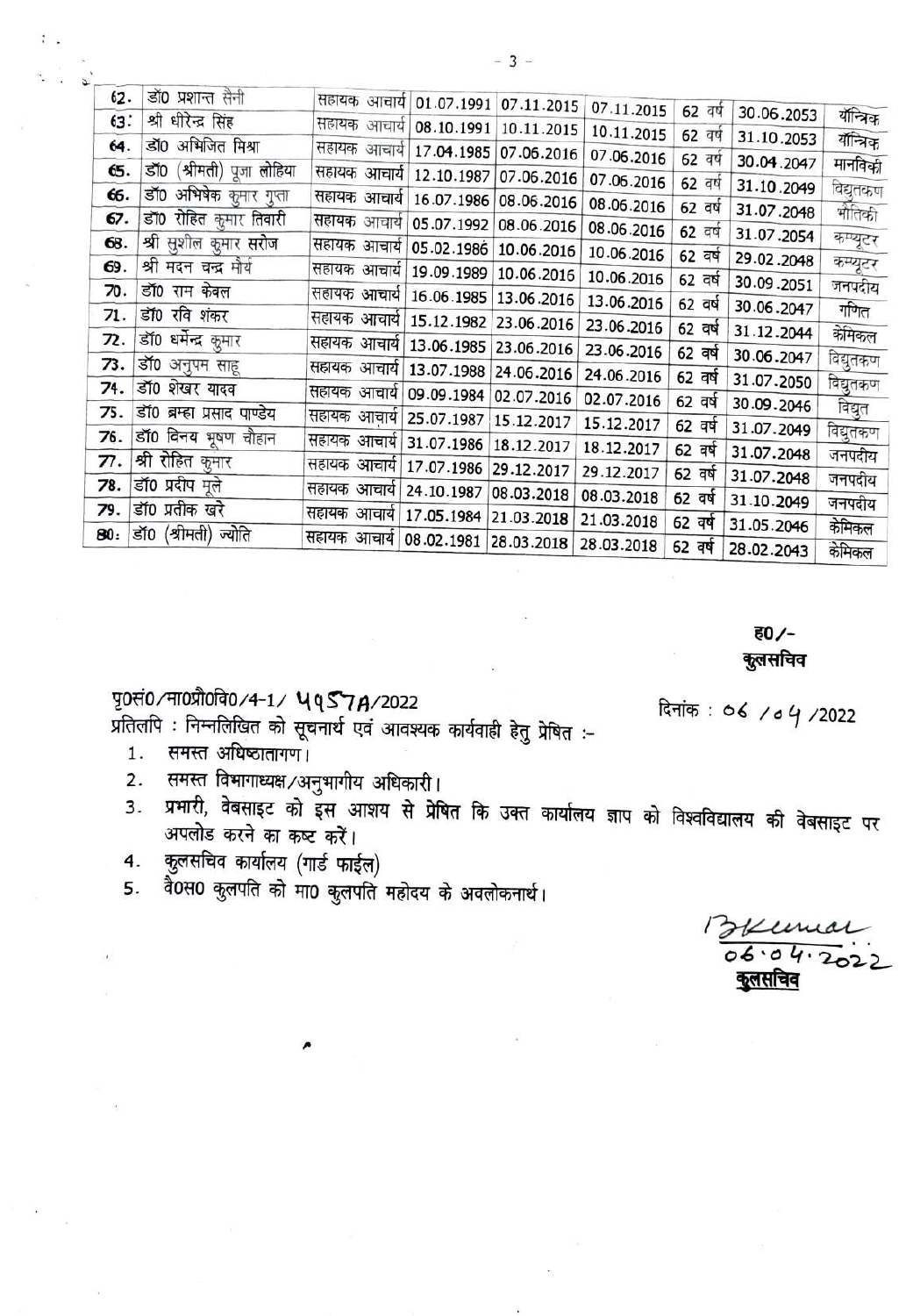| | | | | | | | | |
|---|---|---|---|---|---|---|---|---|
| 62. | डॉ0 प्रशान्त सैनी | सहायक आचार्य | 01.07.1991 | 07.11.2015 | 07.11.2015 | 62 वर्ष | 30.06.2053 | यान्त्रिक |
| 63. | श्री धीरेन्द्र सिंह | सहायक आचार्य | 08.10.1991 | 10.11.2015 | 10.11.2015 | 62 वर्ष | 31.10.2053 | यान्त्रिक |
| 64. | डॉ0 अभिजित मिश्रा | सहायक आचार्य | 17.04.1985 | 07.06.2016 | 07.06.2016 | 62 वर्ष | 30.04.2047 | मानविकी |
| 65. | डॉ0 (श्रीमती) पूजा लोहिया | सहायक आचार्य | 12.10.1987 | 07.06.2016 | 07.06.2016 | 62 वर्ष | 31.10.2049 | विद्युतकण |
| 66. | डॉ0 अभिषेक कुमार गुप्ता | सहायक आचार्य | 16.07.1986 | 08.06.2016 | 08.06.2016 | 62 वर्ष | 31.07.2048 | भौतिकी |
| 67. | डॉ0 रोहित कुमार तिवारी | सहायक आचार्य | 05.07.1992 | 08.06.2016 | 08.06.2016 | 62 वर्ष | 31.07.2054 | कम्प्यूटर |
| 68. | श्री सुशील कुमार सरोज | सहायक आचार्य | 05.02.1986 | 10.06.2016 | 10.06.2016 | 62 वर्ष | 29.02.2048 | कम्प्यूटर |
| 69. | श्री मदन चन्द्र मौर्य | सहायक आचार्य | 19.09.1989 | 10.06.2016 | 10.06.2016 | 62 वर्ष | 30.09.2051 | जनपदीय |
| 70. | डॉ0 राम केवल | सहायक आचार्य | 16.06.1985 | 13.06.2016 | 13.06.2016 | 62 वर्ष | 30.06.2047 | गणित |
| 71. | डॉ0 रवि शंकर | सहायक आचार्य | 15.12.1982 | 23.06.2016 | 23.06.2016 | 62 वर्ष | 31.12.2044 | केमिकल |
| 72. | डॉ0 धर्मेन्द्र कुमार | सहायक आचार्य | 13.06.1985 | 23.06.2016 | 23.06.2016 | 62 वर्ष | 30.06.2047 | विद्युतकण |
| 73. | डॉ0 अनुपम साहू | सहायक आचार्य | 13.07.1988 | 24.06.2016 | 24.06.2016 | 62 वर्ष | 31.07.2050 | विद्युतकण |
| 74. | डॉ0 शेखर यादव | सहायक आचार्य | 09.09.1984 | 02.07.2016 | 02.07.2016 | 62 वर्ष | 30.09.2046 | विद्युत |
| 75. | डॉ0 ब्रम्हा प्रसाद पाण्डेय | सहायक आचार्य | 25.07.1987 | 15.12.2017 | 15.12.2017 | 62 वर्ष | 31.07.2049 | विद्युतकण |
| 76. | डॉ0 विनय भूषण चौहान | सहायक आचार्य | 31.07.1986 | 18.12.2017 | 18.12.2017 | 62 वर्ष | 31.07.2048 | जनपदीय |
| 77. | श्री रोहित कुमार | सहायक आचार्य | 17.07.1986 | 29.12.2017 | 29.12.2017 | 62 वर्ष | 31.07.2048 | जनपदीय |
| 78. | डॉ0 प्रदीप मूले | सहायक आचार्य | 24.10.1987 | 08.03.2018 | 08.03.2018 | 62 वर्ष | 31.10.2049 | जनपदीय |
| 79. | डॉ0 प्रतीक खरे | सहायक आचार्य | 17.05.1984 | 21.03.2018 | 21.03.2018 | 62 वर्ष | 31.05.2046 | केमिकल |
| 80. | डॉ0 (श्रीमती) ज्योति | सहायक आचार्य | 08.02.1981 | 28.03.2018 | 28.03.2018 | 62 वर्ष | 28.02.2043 | केमिकल |

ह0/-
कुलसचिव

पृ0सं0/मा0प्रौ0वि0/4-1/ 4957A/2022 दिनांक : 06 /04 /2022

प्रतिलिपि : निम्नलिखित को सूचनार्थ एवं आवश्यक कार्यवाही हेतु प्रेषित :-

1. समस्त अधिष्ठातागण।
2. समस्त विभागाध्यक्ष/अनुभागीय अधिकारी।
3. प्रभारी, वेबसाइट को इस आशय से प्रेषित कि उक्त कार्यालय ज्ञाप को विश्वविद्यालय की वेबसाइट पर अपलोड करने का कष्ट करें।
4. कुलसचिव कार्यालय (गार्ड फाईल)
5. वै0स0 कुलपति को मा0 कुलपति महोदय के अवलोकनार्थ।

BKumar
06.04.2022
कुलसचिव